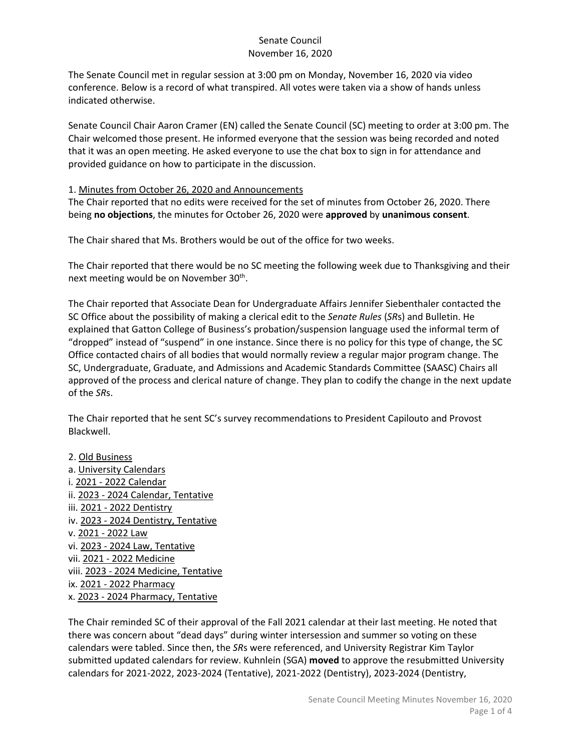# Senate Council
## November 16, 2020

The Senate Council met in regular session at 3:00 pm on Monday, November 16, 2020 via video conference. Below is a record of what transpired. All votes were taken via a show of hands unless indicated otherwise.

Senate Council Chair Aaron Cramer (EN) called the Senate Council (SC) meeting to order at 3:00 pm. The Chair welcomed those present. He informed everyone that the session was being recorded and noted that it was an open meeting. He asked everyone to use the chat box to sign in for attendance and provided guidance on how to participate in the discussion.

1. Minutes from October 26, 2020 and Announcements

The Chair reported that no edits were received for the set of minutes from October 26, 2020. There being **no objections**, the minutes for October 26, 2020 were **approved** by **unanimous consent**.

The Chair shared that Ms. Brothers would be out of the office for two weeks.

The Chair reported that there would be no SC meeting the following week due to Thanksgiving and their next meeting would be on November 30th.

The Chair reported that Associate Dean for Undergraduate Affairs Jennifer Siebenthaler contacted the SC Office about the possibility of making a clerical edit to the *Senate Rules* (*SR*s) and Bulletin. He explained that Gatton College of Business's probation/suspension language used the informal term of "dropped" instead of "suspend" in one instance. Since there is no policy for this type of change, the SC Office contacted chairs of all bodies that would normally review a regular major program change. The SC, Undergraduate, Graduate, and Admissions and Academic Standards Committee (SAASC) Chairs all approved of the process and clerical nature of change. They plan to codify the change in the next update of the *SR*s.

The Chair reported that he sent SC's survey recommendations to President Capilouto and Provost Blackwell.

2. Old Business

a. University Calendars

i. 2021 - 2022 Calendar

ii. 2023 - 2024 Calendar, Tentative

iii. 2021 - 2022 Dentistry

iv. 2023 - 2024 Dentistry, Tentative

v. 2021 - 2022 Law

vi. 2023 - 2024 Law, Tentative

vii. 2021 - 2022 Medicine

viii. 2023 - 2024 Medicine, Tentative

ix. 2021 - 2022 Pharmacy

x. 2023 - 2024 Pharmacy, Tentative

The Chair reminded SC of their approval of the Fall 2021 calendar at their last meeting. He noted that there was concern about "dead days" during winter intersession and summer so voting on these calendars were tabled. Since then, the *SR*s were referenced, and University Registrar Kim Taylor submitted updated calendars for review. Kuhnlein (SGA) **moved** to approve the resubmitted University calendars for 2021-2022, 2023-2024 (Tentative), 2021-2022 (Dentistry), 2023-2024 (Dentistry,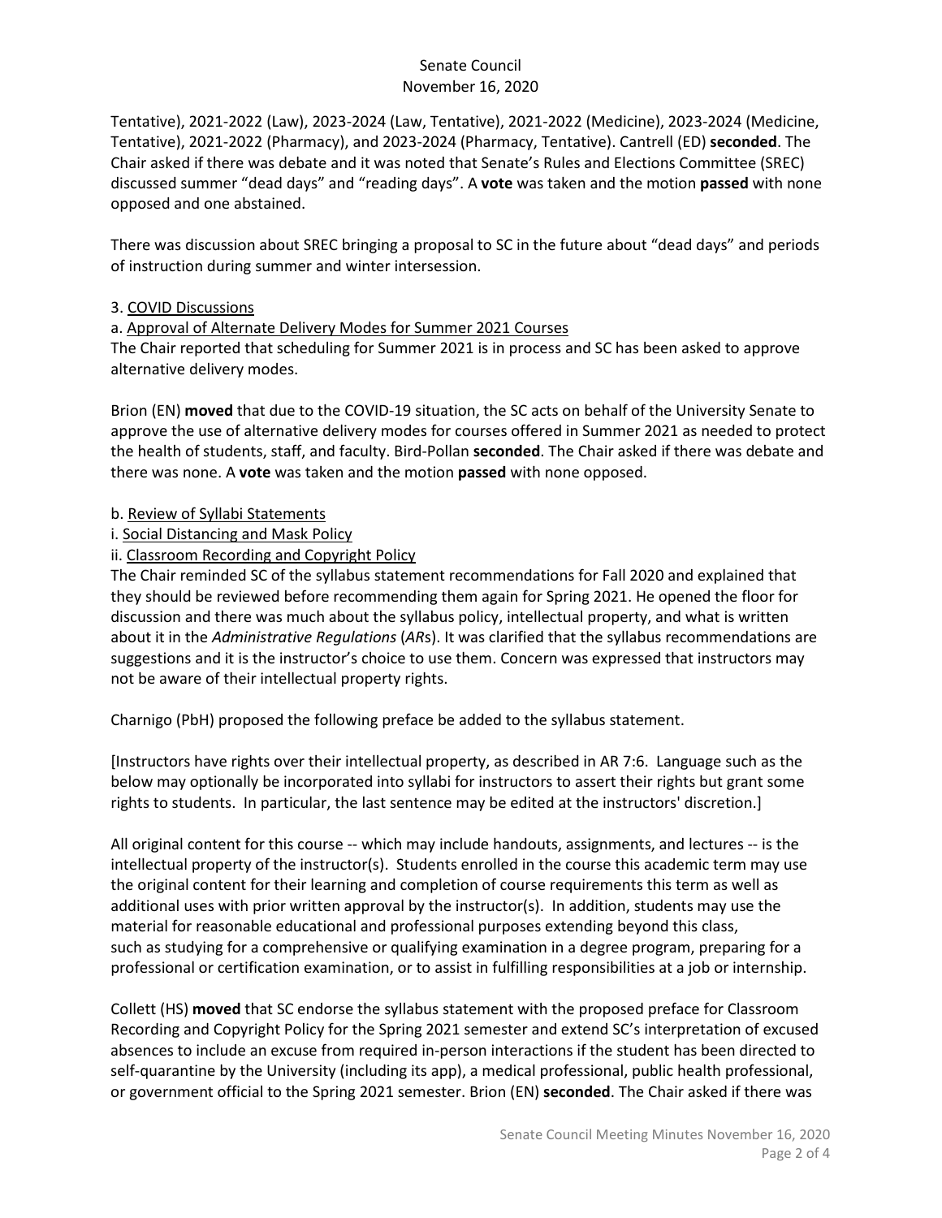Tentative), 2021-2022 (Law), 2023-2024 (Law, Tentative), 2021-2022 (Medicine), 2023-2024 (Medicine, Tentative), 2021-2022 (Pharmacy), and 2023-2024 (Pharmacy, Tentative). Cantrell (ED) **seconded**. The Chair asked if there was debate and it was noted that Senate's Rules and Elections Committee (SREC) discussed summer "dead days" and "reading days". A **vote** was taken and the motion **passed** with none opposed and one abstained.

There was discussion about SREC bringing a proposal to SC in the future about "dead days" and periods of instruction during summer and winter intersession.

3. <u>COVID Discussions</u>

a. <u>Approval of Alternate Delivery Modes for Summer 2021 Courses</u>

The Chair reported that scheduling for Summer 2021 is in process and SC has been asked to approve alternative delivery modes.

Brion (EN) **moved** that due to the COVID-19 situation, the SC acts on behalf of the University Senate to approve the use of alternative delivery modes for courses offered in Summer 2021 as needed to protect the health of students, staff, and faculty. Bird-Pollan **seconded**. The Chair asked if there was debate and there was none. A **vote** was taken and the motion **passed** with none opposed.

b. <u>Review of Syllabi Statements</u>

i. <u>Social Distancing and Mask Policy</u>

ii. <u>Classroom Recording and Copyright Policy</u>

The Chair reminded SC of the syllabus statement recommendations for Fall 2020 and explained that they should be reviewed before recommending them again for Spring 2021. He opened the floor for discussion and there was much about the syllabus policy, intellectual property, and what is written about it in the *Administrative Regulations* (*AR*s). It was clarified that the syllabus recommendations are suggestions and it is the instructor's choice to use them. Concern was expressed that instructors may not be aware of their intellectual property rights.

Charnigo (PbH) proposed the following preface be added to the syllabus statement.

[Instructors have rights over their intellectual property, as described in AR 7:6. Language such as the below may optionally be incorporated into syllabi for instructors to assert their rights but grant some rights to students. In particular, the last sentence may be edited at the instructors' discretion.]

All original content for this course -- which may include handouts, assignments, and lectures -- is the intellectual property of the instructor(s). Students enrolled in the course this academic term may use the original content for their learning and completion of course requirements this term as well as additional uses with prior written approval by the instructor(s). In addition, students may use the material for reasonable educational and professional purposes extending beyond this class, such as studying for a comprehensive or qualifying examination in a degree program, preparing for a professional or certification examination, or to assist in fulfilling responsibilities at a job or internship.

Collett (HS) **moved** that SC endorse the syllabus statement with the proposed preface for Classroom Recording and Copyright Policy for the Spring 2021 semester and extend SC's interpretation of excused absences to include an excuse from required in-person interactions if the student has been directed to self-quarantine by the University (including its app), a medical professional, public health professional, or government official to the Spring 2021 semester. Brion (EN) **seconded**. The Chair asked if there was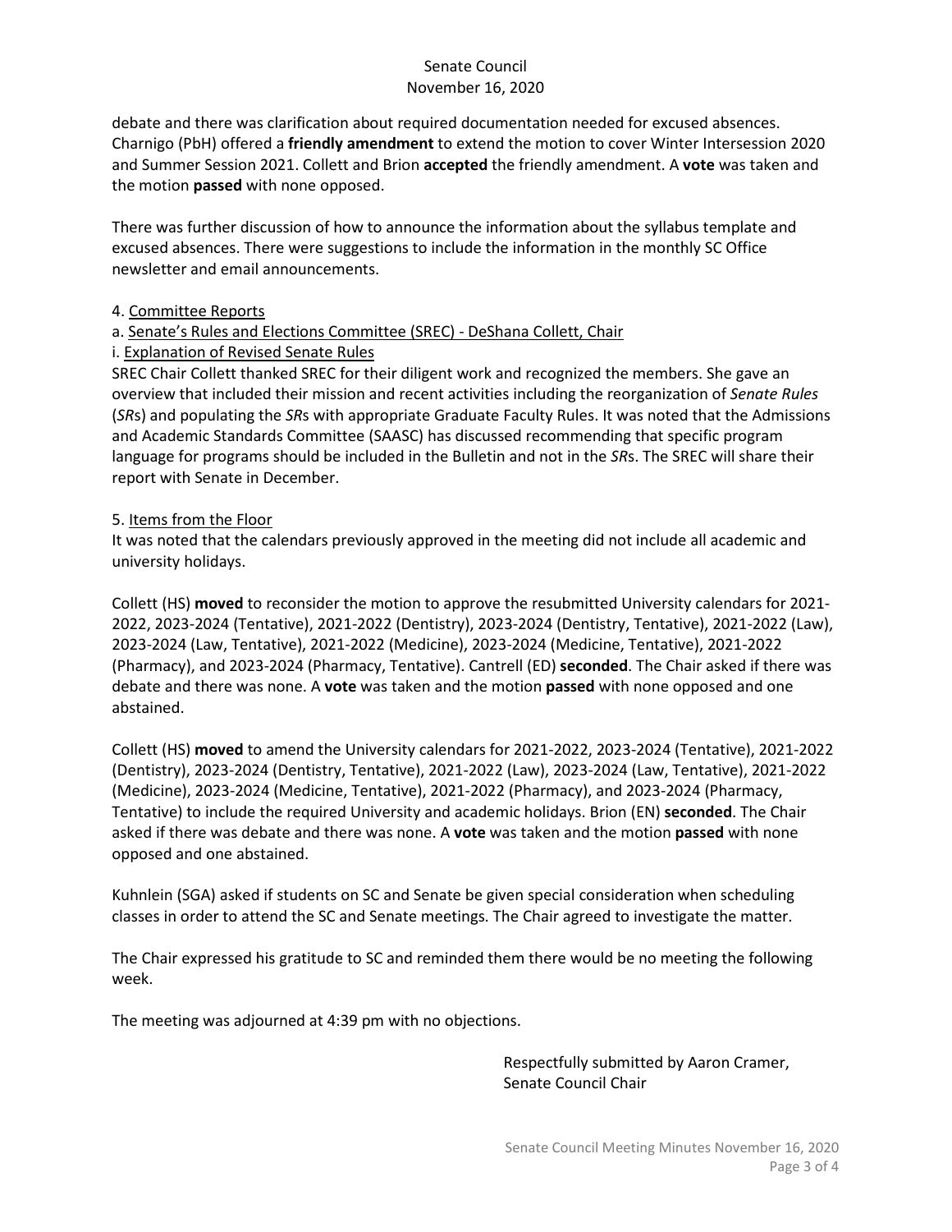debate and there was clarification about required documentation needed for excused absences. Charnigo (PbH) offered a **friendly amendment** to extend the motion to cover Winter Intersession 2020 and Summer Session 2021. Collett and Brion **accepted** the friendly amendment. A **vote** was taken and the motion **passed** with none opposed.

There was further discussion of how to announce the information about the syllabus template and excused absences. There were suggestions to include the information in the monthly SC Office newsletter and email announcements.

4. Committee Reports

a. Senate's Rules and Elections Committee (SREC) - DeShana Collett, Chair

i. Explanation of Revised Senate Rules

SREC Chair Collett thanked SREC for their diligent work and recognized the members. She gave an overview that included their mission and recent activities including the reorganization of *Senate Rules* (*SR*s) and populating the *SR*s with appropriate Graduate Faculty Rules. It was noted that the Admissions and Academic Standards Committee (SAASC) has discussed recommending that specific program language for programs should be included in the Bulletin and not in the *SR*s. The SREC will share their report with Senate in December.

5. Items from the Floor

It was noted that the calendars previously approved in the meeting did not include all academic and university holidays.

Collett (HS) **moved** to reconsider the motion to approve the resubmitted University calendars for 2021-2022, 2023-2024 (Tentative), 2021-2022 (Dentistry), 2023-2024 (Dentistry, Tentative), 2021-2022 (Law), 2023-2024 (Law, Tentative), 2021-2022 (Medicine), 2023-2024 (Medicine, Tentative), 2021-2022 (Pharmacy), and 2023-2024 (Pharmacy, Tentative). Cantrell (ED) **seconded**. The Chair asked if there was debate and there was none. A **vote** was taken and the motion **passed** with none opposed and one abstained.

Collett (HS) **moved** to amend the University calendars for 2021-2022, 2023-2024 (Tentative), 2021-2022 (Dentistry), 2023-2024 (Dentistry, Tentative), 2021-2022 (Law), 2023-2024 (Law, Tentative), 2021-2022 (Medicine), 2023-2024 (Medicine, Tentative), 2021-2022 (Pharmacy), and 2023-2024 (Pharmacy, Tentative) to include the required University and academic holidays. Brion (EN) **seconded**. The Chair asked if there was debate and there was none. A **vote** was taken and the motion **passed** with none opposed and one abstained.

Kuhnlein (SGA) asked if students on SC and Senate be given special consideration when scheduling classes in order to attend the SC and Senate meetings. The Chair agreed to investigate the matter.

The Chair expressed his gratitude to SC and reminded them there would be no meeting the following week.

The meeting was adjourned at 4:39 pm with no objections.

Respectfully submitted by Aaron Cramer,
Senate Council Chair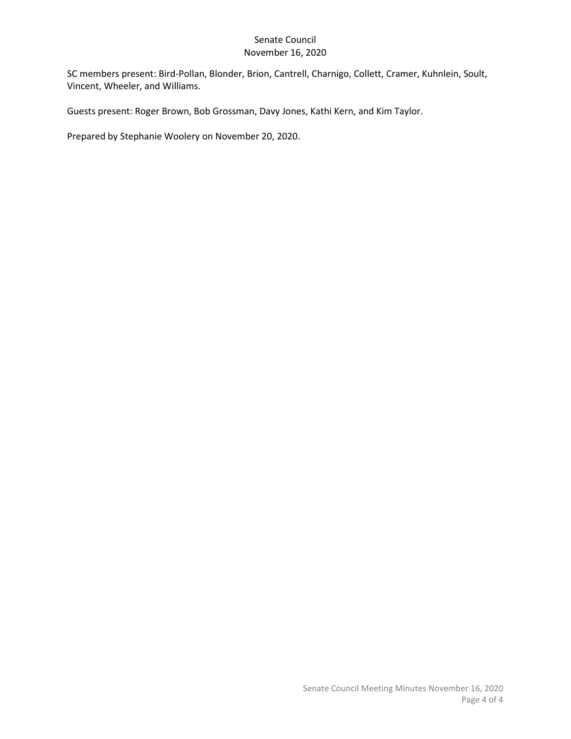SC members present: Bird-Pollan, Blonder, Brion, Cantrell, Charnigo, Collett, Cramer, Kuhnlein, Soult, Vincent, Wheeler, and Williams.

Guests present: Roger Brown, Bob Grossman, Davy Jones, Kathi Kern, and Kim Taylor.

Prepared by Stephanie Woolery on November 20, 2020.